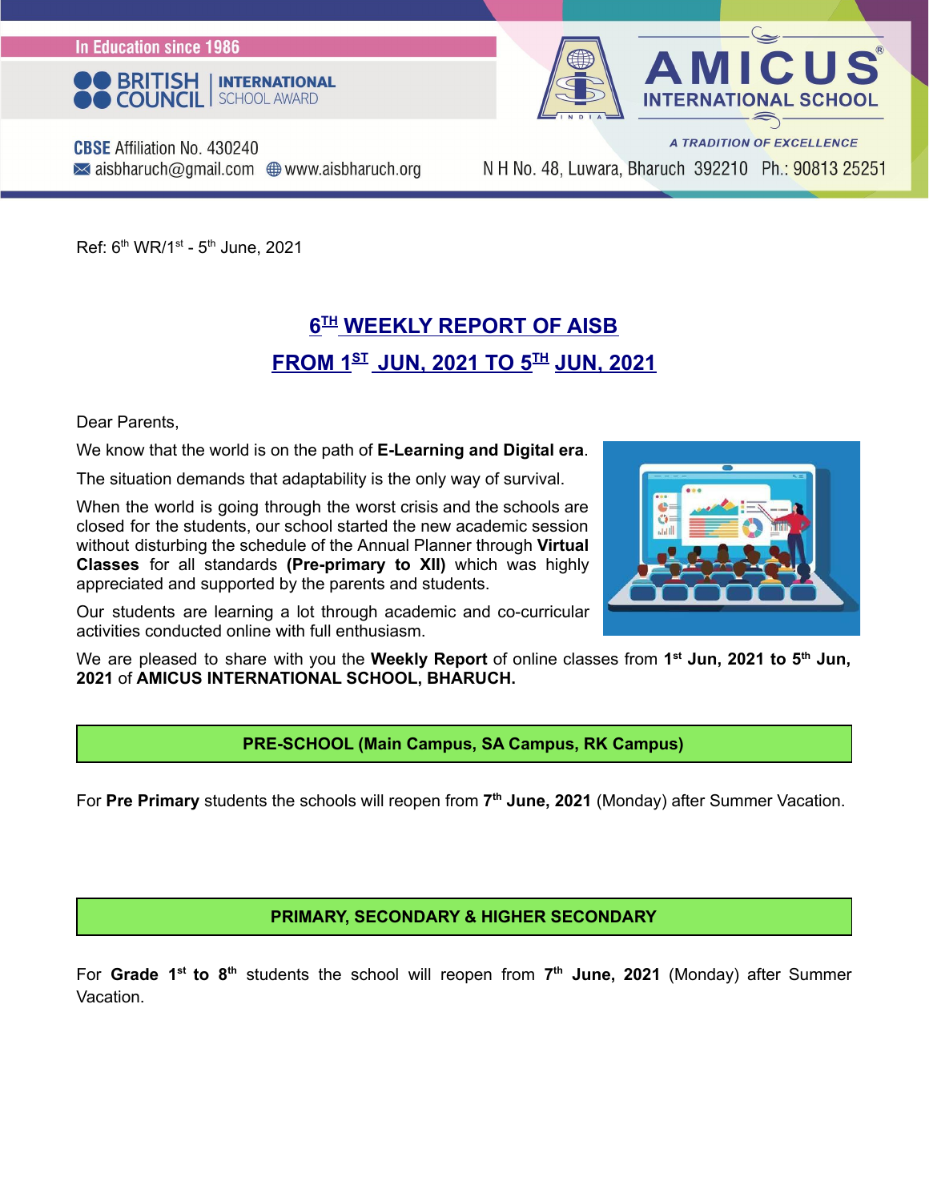In Education since 1986

BRITISH COUNCIL | INTERNATIONAL SCHOOL AWARD

**AMICUS INTERNATIONAL SCHOOL**

*A TRADITION OF EXCELLENCE*

**CBSE** Affiliation No. 430240

aisbharuch@gmail.com www.aisbharuch.org

N H No. 48, Luwara, Bharuch 392210 Ph.: 90813 25251

Ref: 6th WR/1st - 5th June, 2021

# 6TH WEEKLY REPORT OF AISB

## FROM 1ST JUN, 2021 TO 5TH JUN, 2021

Dear Parents,

We know that the world is on the path of **E-Learning and Digital era**.

The situation demands that adaptability is the only way of survival.

When the world is going through the worst crisis and the schools are closed for the students, our school started the new academic session without disturbing the schedule of the Annual Planner through **Virtual Classes** for all standards **(Pre-primary to XII)** which was highly appreciated and supported by the parents and students.

Our students are learning a lot through academic and co-curricular activities conducted online with full enthusiasm.

We are pleased to share with you the **Weekly Report** of online classes from **1st Jun, 2021 to 5th Jun, 2021** of **AMICUS INTERNATIONAL SCHOOL, BHARUCH.**

### PRE-SCHOOL (Main Campus, SA Campus, RK Campus)

For **Pre Primary** students the schools will reopen from **7th June, 2021** (Monday) after Summer Vacation.

### PRIMARY, SECONDARY & HIGHER SECONDARY

For **Grade 1st to 8th** students the school will reopen from **7th June, 2021** (Monday) after Summer Vacation.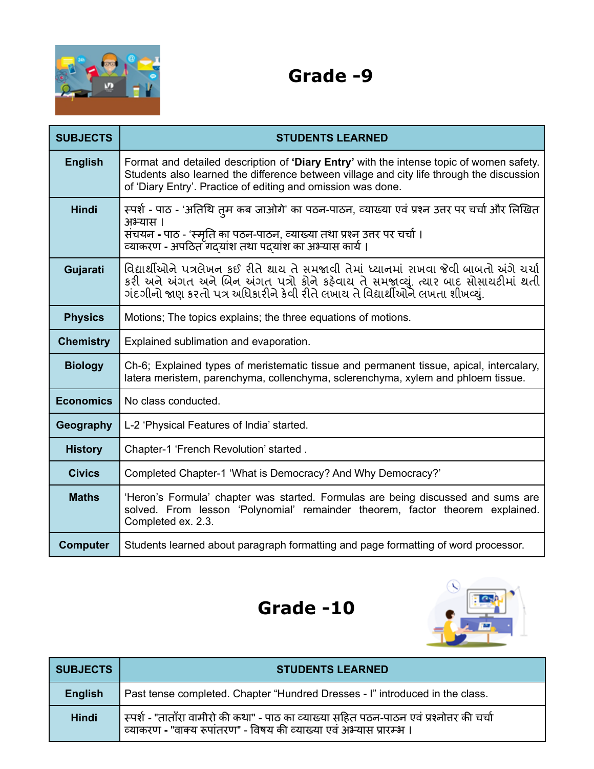## Grade -9

| SUBJECTS | STUDENTS LEARNED |
|---|---|
| **English** | Format and detailed description of **'Diary Entry'** with the intense topic of women safety. Students also learned the difference between village and city life through the discussion of 'Diary Entry'. Practice of editing and omission was done. |
| **Hindi** | स्पर्श - पाठ - 'अतिथि तुम कब जाओगे' का पठन-पाठन, व्याख्या एवं प्रश्न उत्तर पर चर्चा और लिखित अभ्यास । संचयन - पाठ - 'स्मृति का पठन-पाठन, व्याख्या तथा प्रश्न उत्तर पर चर्चा । व्याकरण - अपठित गद्यांश तथा पद्यांश का अभ्यास कार्य । |
| **Gujarati** | વિદ્યાર્થીઓને પત્રલેખન કઈ રીતે થાય તે સમજાવી તેમાં ધ્યાનમાં રાખવા જેવી બાબતો અંગે ચર્ચા કરી અને અંગત અને બિન અંગત પત્રો કોને કહેવાય તે સમજાવ્યું. ત્યાર બાદ સોસાયટીમાં થતી ગંદગીનો જાણ કરતો પત્ર અધિકારીને કેવી રીતે લખાય તે વિદ્યાર્થીઓને લખતા શીખવ્યું. |
| **Physics** | Motions; The topics explains; the three equations of motions. |
| **Chemistry** | Explained sublimation and evaporation. |
| **Biology** | Ch-6; Explained types of meristematic tissue and permanent tissue, apical, intercalary, latera meristem, parenchyma, collenchyma, sclerenchyma, xylem and phloem tissue. |
| **Economics** | No class conducted. |
| **Geography** | L-2 'Physical Features of India' started. |
| **History** | Chapter-1 'French Revolution' started . |
| **Civics** | Completed Chapter-1 'What is Democracy? And Why Democracy?' |
| **Maths** | 'Heron's Formula' chapter was started. Formulas are being discussed and sums are solved. From lesson 'Polynomial' remainder theorem, factor theorem explained. Completed ex. 2.3. |
| **Computer** | Students learned about paragraph formatting and page formatting of word processor. |

## Grade -10

| SUBJECTS | STUDENTS LEARNED |
|---|---|
| **English** | Past tense completed. Chapter "Hundred Dresses - I" introduced in the class. |
| **Hindi** | स्पर्श - "तातँरा वामीरो की कथा" - पाठ का व्याख्या सहित पठन-पाठन एवं प्रश्नोत्तर की चर्चा व्याकरण - "वाक्य रूपांतरण" - विषय की व्याख्या एवं अभ्यास प्रारम्भ । |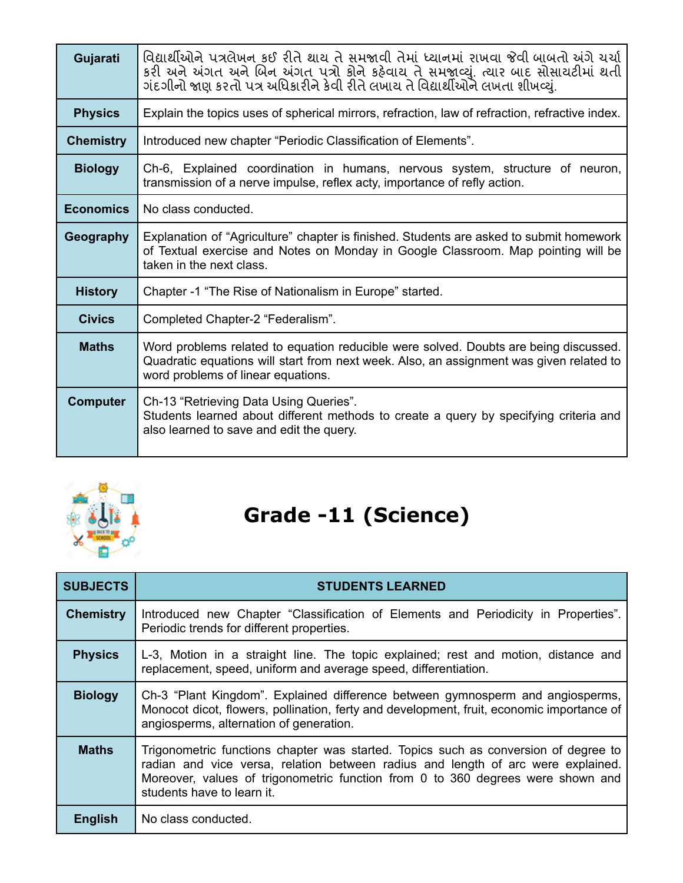| | |
|---|---|
| **Gujarati** | વિદ્યાર્થીઓને પત્રલેખન કઈ રીતે થાય તે સમજાવી તેમાં ધ્યાનમાં રાખવા જેવી બાબતો અંગે ચર્ચા કરી અને અંગત અને બિન અંગત પત્રો કોને કહેવાય તે સમજાવ્યું. ત્યાર બાદ સોસાયટીમાં થતી ગંદગીનો જાણ કરતો પત્ર અધિકારીને કેવી રીતે લખાય તે વિદ્યાર્થીઓને લખતા શીખવ્યું. |
| **Physics** | Explain the topics uses of spherical mirrors, refraction, law of refraction, refractive index. |
| **Chemistry** | Introduced new chapter "Periodic Classification of Elements". |
| **Biology** | Ch-6, Explained coordination in humans, nervous system, structure of neuron, transmission of a nerve impulse, reflex acty, importance of refly action. |
| **Economics** | No class conducted. |
| **Geography** | Explanation of "Agriculture" chapter is finished. Students are asked to submit homework of Textual exercise and Notes on Monday in Google Classroom. Map pointing will be taken in the next class. |
| **History** | Chapter -1 "The Rise of Nationalism in Europe" started. |
| **Civics** | Completed Chapter-2 "Federalism". |
| **Maths** | Word problems related to equation reducible were solved. Doubts are being discussed. Quadratic equations will start from next week. Also, an assignment was given related to word problems of linear equations. |
| **Computer** | Ch-13 "Retrieving Data Using Queries".<br>Students learned about different methods to create a query by specifying criteria and also learned to save and edit the query. |

# Grade -11 (Science)

| SUBJECTS | STUDENTS LEARNED |
|---|---|
| **Chemistry** | Introduced new Chapter "Classification of Elements and Periodicity in Properties". Periodic trends for different properties. |
| **Physics** | L-3, Motion in a straight line. The topic explained; rest and motion, distance and replacement, speed, uniform and average speed, differentiation. |
| **Biology** | Ch-3 "Plant Kingdom". Explained difference between gymnosperm and angiosperms, Monocot dicot, flowers, pollination, ferty and development, fruit, economic importance of angiosperms, alternation of generation. |
| **Maths** | Trigonometric functions chapter was started. Topics such as conversion of degree to radian and vice versa, relation between radius and length of arc were explained. Moreover, values of trigonometric function from 0 to 360 degrees were shown and students have to learn it. |
| **English** | No class conducted. |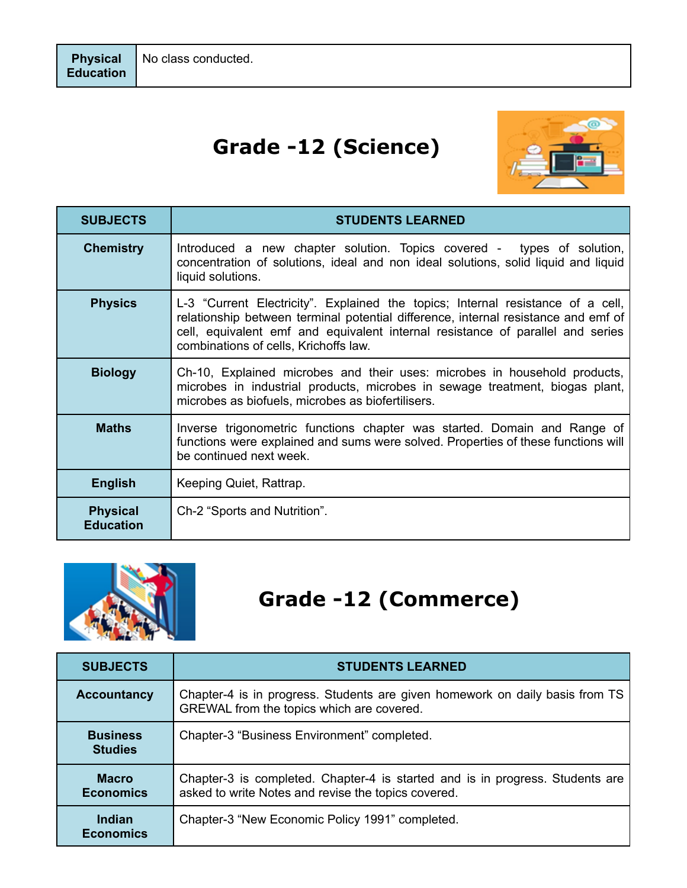| Physical Education | No class conducted. |
|---|---|

## Grade -12 (Science)

| SUBJECTS | STUDENTS LEARNED |
|---|---|
| **Chemistry** | Introduced a new chapter solution. Topics covered - types of solution, concentration of solutions, ideal and non ideal solutions, solid liquid and liquid liquid solutions. |
| **Physics** | L-3 “Current Electricity”. Explained the topics; Internal resistance of a cell, relationship between terminal potential difference, internal resistance and emf of cell, equivalent emf and equivalent internal resistance of parallel and series combinations of cells, Krichoffs law. |
| **Biology** | Ch-10, Explained microbes and their uses: microbes in household products, microbes in industrial products, microbes in sewage treatment, biogas plant, microbes as biofuels, microbes as biofertilisers. |
| **Maths** | Inverse trigonometric functions chapter was started. Domain and Range of functions were explained and sums were solved. Properties of these functions will be continued next week. |
| **English** | Keeping Quiet, Rattrap. |
| **Physical Education** | Ch-2 “Sports and Nutrition”. |

## Grade -12 (Commerce)

| SUBJECTS | STUDENTS LEARNED |
|---|---|
| **Accountancy** | Chapter-4 is in progress. Students are given homework on daily basis from TS GREWAL from the topics which are covered. |
| **Business Studies** | Chapter-3 “Business Environment” completed. |
| **Macro Economics** | Chapter-3 is completed. Chapter-4 is started and is in progress. Students are asked to write Notes and revise the topics covered. |
| **Indian Economics** | Chapter-3 “New Economic Policy 1991” completed. |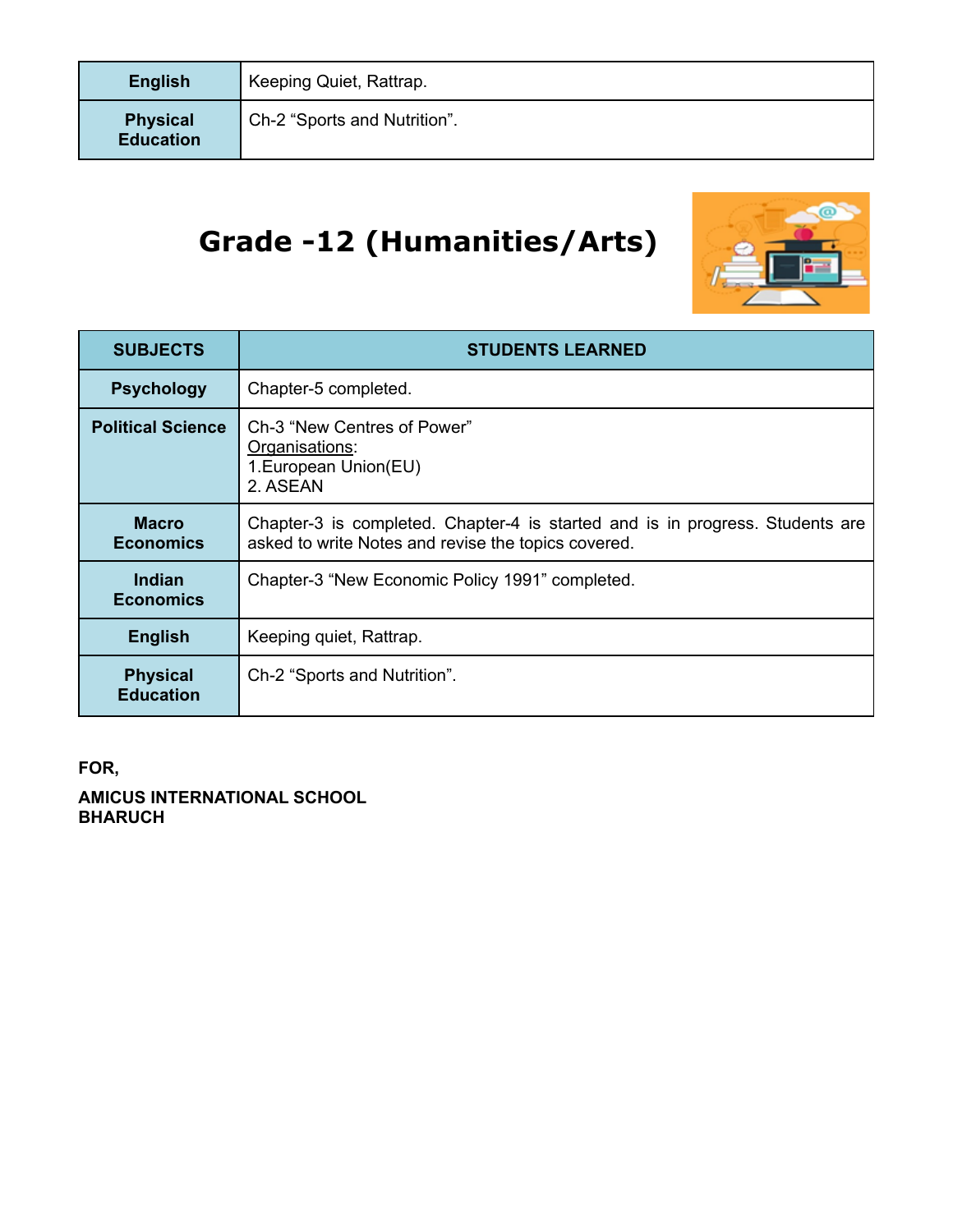| | |
|---|---|
| **English** | Keeping Quiet, Rattrap. |
| **Physical Education** | Ch-2 “Sports and Nutrition”. |

# Grade -12 (Humanities/Arts)

| SUBJECTS | STUDENTS LEARNED |
|---|---|
| **Psychology** | Chapter-5 completed. |
| **Political Science** | Ch-3 “New Centres of Power”<br>Organisations:<br>1.European Union(EU)<br>2. ASEAN |
| **Macro Economics** | Chapter-3 is completed. Chapter-4 is started and is in progress. Students are asked to write Notes and revise the topics covered. |
| **Indian Economics** | Chapter-3 “New Economic Policy 1991” completed. |
| **English** | Keeping quiet, Rattrap. |
| **Physical Education** | Ch-2 “Sports and Nutrition”. |

**FOR,**

**AMICUS INTERNATIONAL SCHOOL**
**BHARUCH**